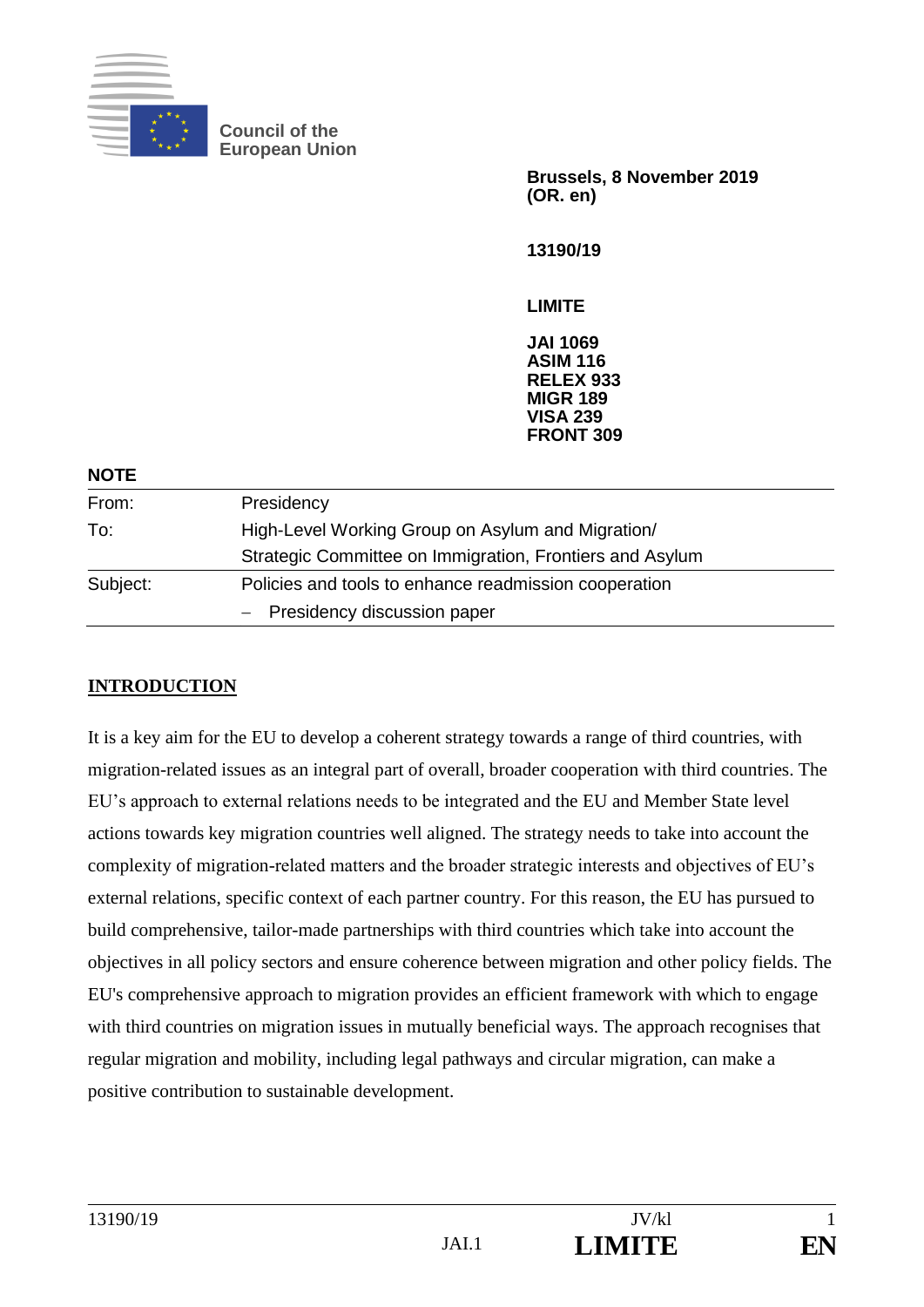Council of the European Union

**Brussels, 8 November 2019**
**(OR. en)**

**13190/19**

**LIMITE**

**JAI 1069**
**ASIM 116**
**RELEX 933**
**MIGR 189**
**VISA 239**
**FRONT 309**

**NOTE**

| | |
|---|---|
| From: | Presidency |
| To: | High-Level Working Group on Asylum and Migration/ Strategic Committee on Immigration, Frontiers and Asylum |
| Subject: | Policies and tools to enhance readmission cooperation – Presidency discussion paper |

## INTRODUCTION

It is a key aim for the EU to develop a coherent strategy towards a range of third countries, with migration-related issues as an integral part of overall, broader cooperation with third countries. The EU's approach to external relations needs to be integrated and the EU and Member State level actions towards key migration countries well aligned. The strategy needs to take into account the complexity of migration-related matters and the broader strategic interests and objectives of EU's external relations, specific context of each partner country. For this reason, the EU has pursued to build comprehensive, tailor-made partnerships with third countries which take into account the objectives in all policy sectors and ensure coherence between migration and other policy fields. The EU's comprehensive approach to migration provides an efficient framework with which to engage with third countries on migration issues in mutually beneficial ways. The approach recognises that regular migration and mobility, including legal pathways and circular migration, can make a positive contribution to sustainable development.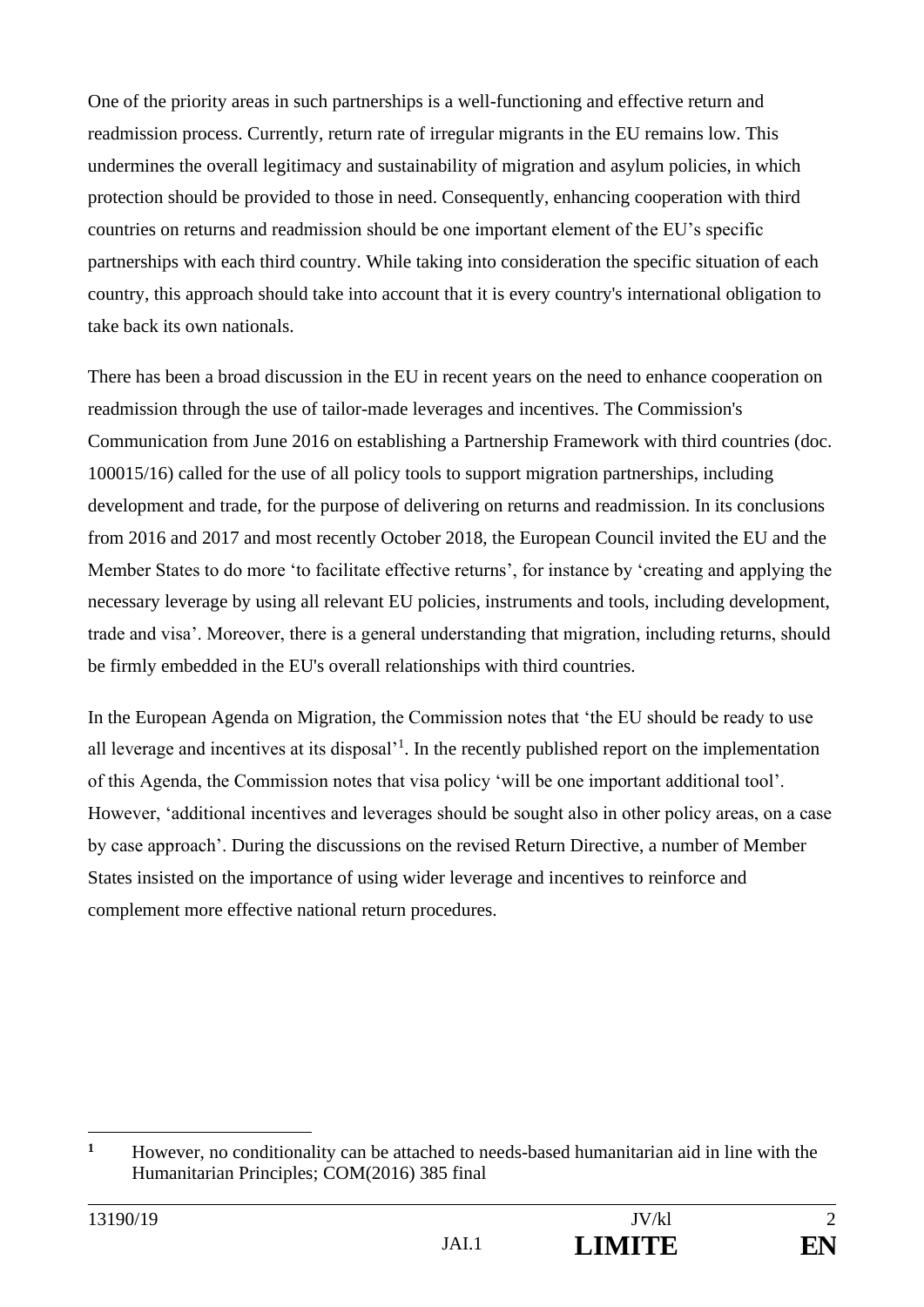One of the priority areas in such partnerships is a well-functioning and effective return and readmission process. Currently, return rate of irregular migrants in the EU remains low. This undermines the overall legitimacy and sustainability of migration and asylum policies, in which protection should be provided to those in need. Consequently, enhancing cooperation with third countries on returns and readmission should be one important element of the EU's specific partnerships with each third country. While taking into consideration the specific situation of each country, this approach should take into account that it is every country's international obligation to take back its own nationals.

There has been a broad discussion in the EU in recent years on the need to enhance cooperation on readmission through the use of tailor-made leverages and incentives. The Commission's Communication from June 2016 on establishing a Partnership Framework with third countries (doc. 100015/16) called for the use of all policy tools to support migration partnerships, including development and trade, for the purpose of delivering on returns and readmission. In its conclusions from 2016 and 2017 and most recently October 2018, the European Council invited the EU and the Member States to do more 'to facilitate effective returns', for instance by 'creating and applying the necessary leverage by using all relevant EU policies, instruments and tools, including development, trade and visa'. Moreover, there is a general understanding that migration, including returns, should be firmly embedded in the EU's overall relationships with third countries.

In the European Agenda on Migration, the Commission notes that 'the EU should be ready to use all leverage and incentives at its disposal'[1]. In the recently published report on the implementation of this Agenda, the Commission notes that visa policy 'will be one important additional tool'. However, 'additional incentives and leverages should be sought also in other policy areas, on a case by case approach'. During the discussions on the revised Return Directive, a number of Member States insisted on the importance of using wider leverage and incentives to reinforce and complement more effective national return procedures.

[1] However, no conditionality can be attached to needs-based humanitarian aid in line with the Humanitarian Principles; COM(2016) 385 final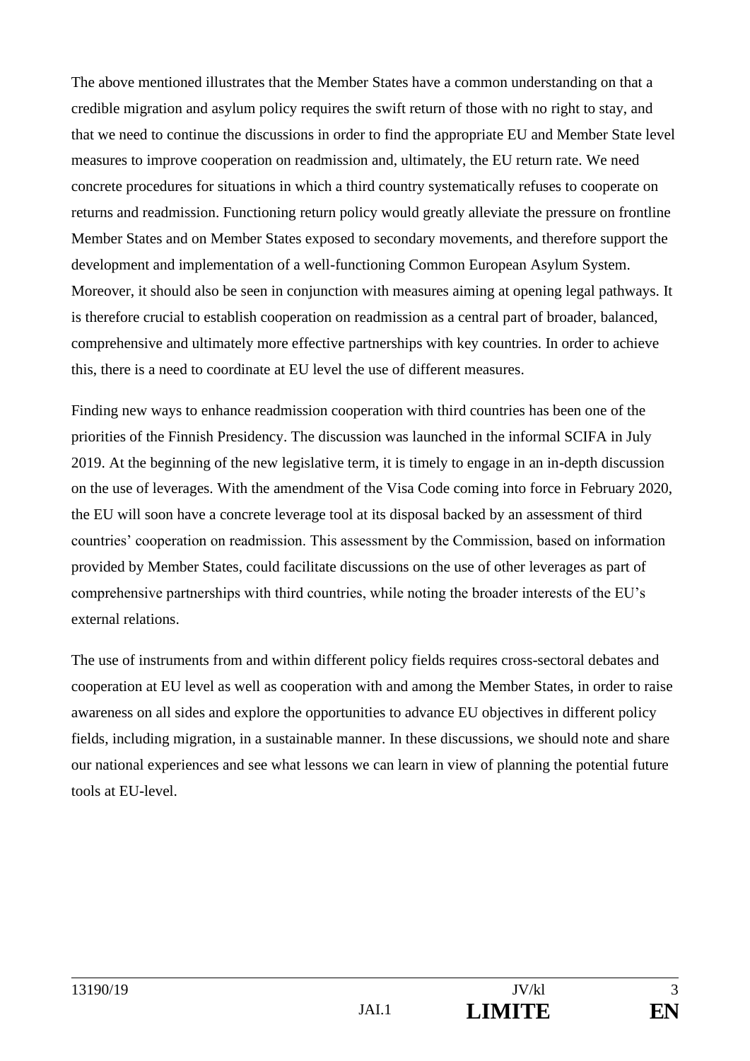The above mentioned illustrates that the Member States have a common understanding on that a credible migration and asylum policy requires the swift return of those with no right to stay, and that we need to continue the discussions in order to find the appropriate EU and Member State level measures to improve cooperation on readmission and, ultimately, the EU return rate. We need concrete procedures for situations in which a third country systematically refuses to cooperate on returns and readmission. Functioning return policy would greatly alleviate the pressure on frontline Member States and on Member States exposed to secondary movements, and therefore support the development and implementation of a well-functioning Common European Asylum System. Moreover, it should also be seen in conjunction with measures aiming at opening legal pathways. It is therefore crucial to establish cooperation on readmission as a central part of broader, balanced, comprehensive and ultimately more effective partnerships with key countries. In order to achieve this, there is a need to coordinate at EU level the use of different measures.

Finding new ways to enhance readmission cooperation with third countries has been one of the priorities of the Finnish Presidency. The discussion was launched in the informal SCIFA in July 2019. At the beginning of the new legislative term, it is timely to engage in an in-depth discussion on the use of leverages. With the amendment of the Visa Code coming into force in February 2020, the EU will soon have a concrete leverage tool at its disposal backed by an assessment of third countries' cooperation on readmission. This assessment by the Commission, based on information provided by Member States, could facilitate discussions on the use of other leverages as part of comprehensive partnerships with third countries, while noting the broader interests of the EU's external relations.

The use of instruments from and within different policy fields requires cross-sectoral debates and cooperation at EU level as well as cooperation with and among the Member States, in order to raise awareness on all sides and explore the opportunities to advance EU objectives in different policy fields, including migration, in a sustainable manner. In these discussions, we should note and share our national experiences and see what lessons we can learn in view of planning the potential future tools at EU-level.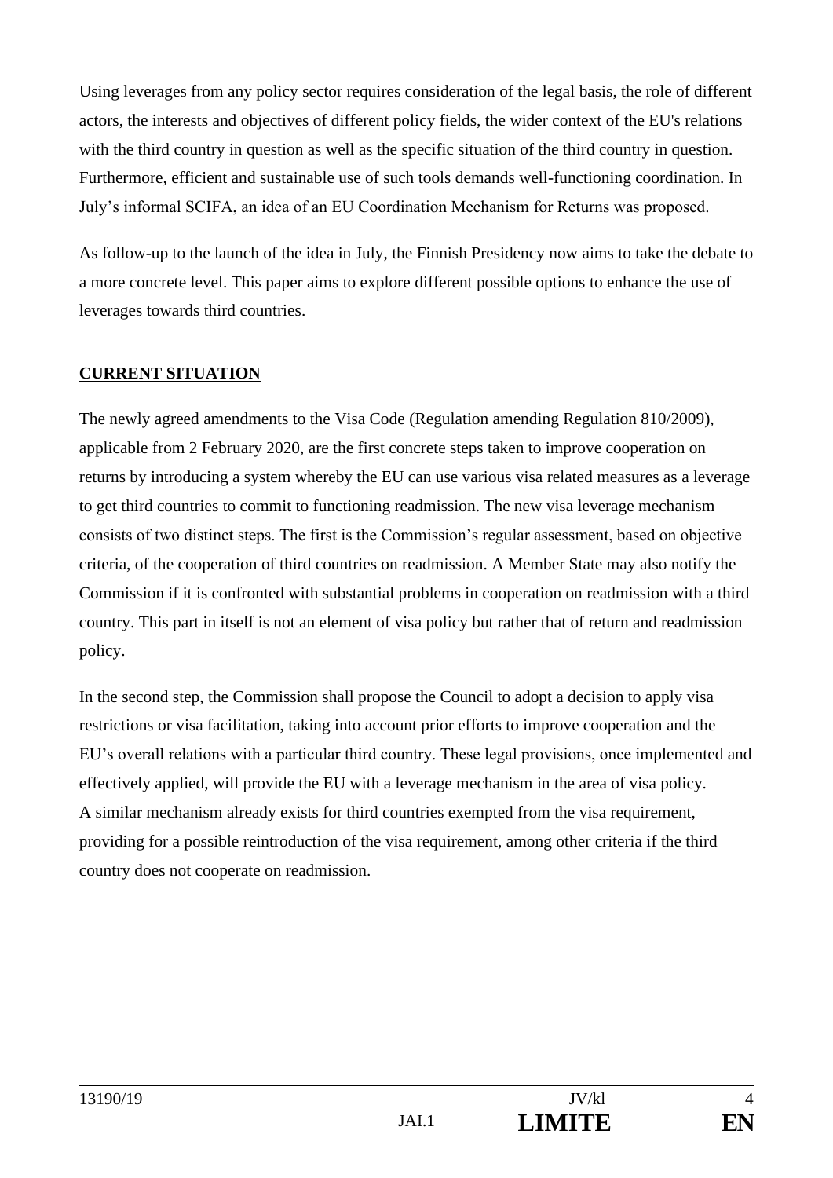Using leverages from any policy sector requires consideration of the legal basis, the role of different actors, the interests and objectives of different policy fields, the wider context of the EU's relations with the third country in question as well as the specific situation of the third country in question. Furthermore, efficient and sustainable use of such tools demands well-functioning coordination. In July's informal SCIFA, an idea of an EU Coordination Mechanism for Returns was proposed.

As follow-up to the launch of the idea in July, the Finnish Presidency now aims to take the debate to a more concrete level. This paper aims to explore different possible options to enhance the use of leverages towards third countries.

## CURRENT SITUATION

The newly agreed amendments to the Visa Code (Regulation amending Regulation 810/2009), applicable from 2 February 2020, are the first concrete steps taken to improve cooperation on returns by introducing a system whereby the EU can use various visa related measures as a leverage to get third countries to commit to functioning readmission. The new visa leverage mechanism consists of two distinct steps. The first is the Commission's regular assessment, based on objective criteria, of the cooperation of third countries on readmission. A Member State may also notify the Commission if it is confronted with substantial problems in cooperation on readmission with a third country. This part in itself is not an element of visa policy but rather that of return and readmission policy.

In the second step, the Commission shall propose the Council to adopt a decision to apply visa restrictions or visa facilitation, taking into account prior efforts to improve cooperation and the EU's overall relations with a particular third country. These legal provisions, once implemented and effectively applied, will provide the EU with a leverage mechanism in the area of visa policy. A similar mechanism already exists for third countries exempted from the visa requirement, providing for a possible reintroduction of the visa requirement, among other criteria if the third country does not cooperate on readmission.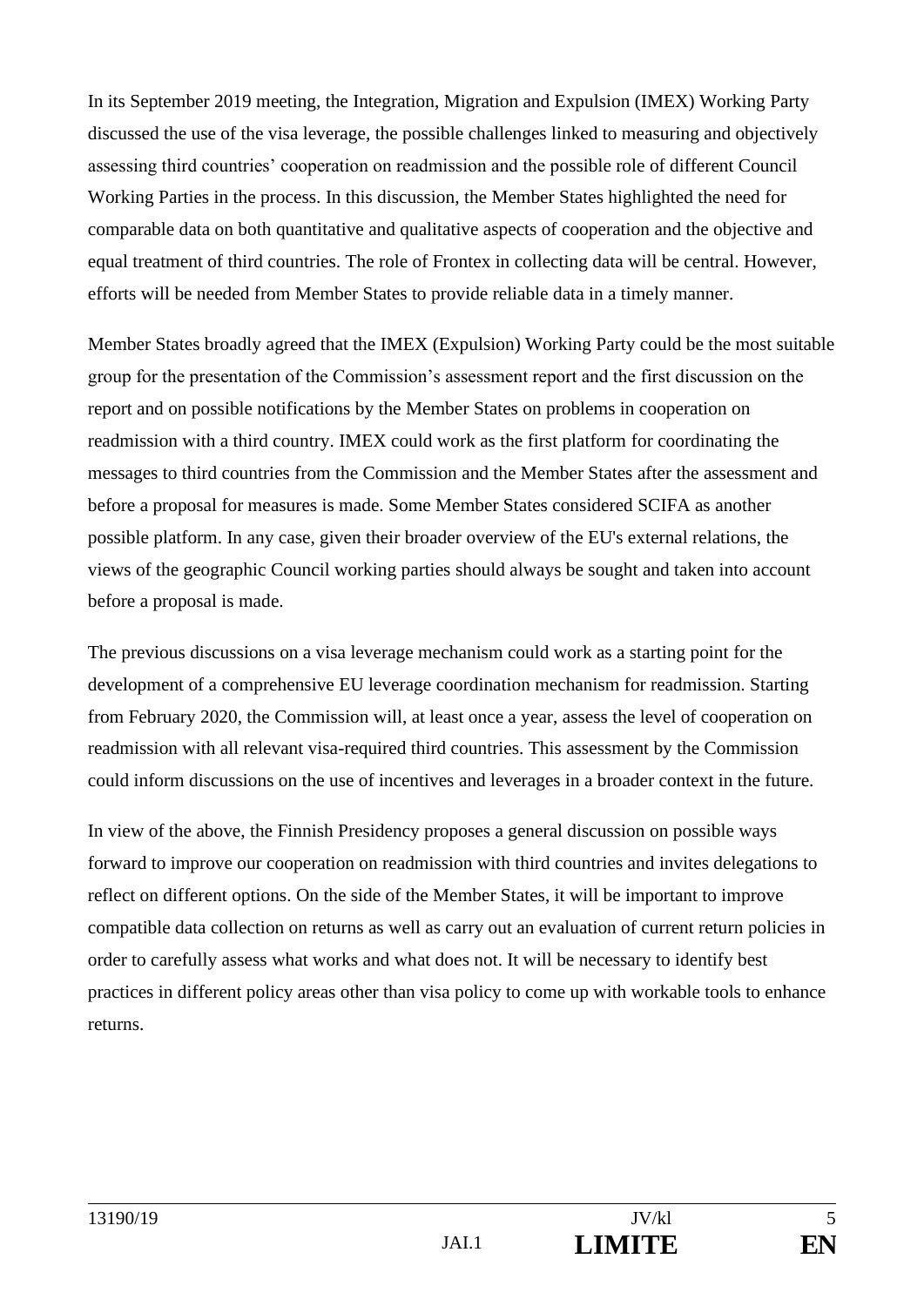In its September 2019 meeting, the Integration, Migration and Expulsion (IMEX) Working Party discussed the use of the visa leverage, the possible challenges linked to measuring and objectively assessing third countries' cooperation on readmission and the possible role of different Council Working Parties in the process. In this discussion, the Member States highlighted the need for comparable data on both quantitative and qualitative aspects of cooperation and the objective and equal treatment of third countries. The role of Frontex in collecting data will be central. However, efforts will be needed from Member States to provide reliable data in a timely manner.

Member States broadly agreed that the IMEX (Expulsion) Working Party could be the most suitable group for the presentation of the Commission's assessment report and the first discussion on the report and on possible notifications by the Member States on problems in cooperation on readmission with a third country. IMEX could work as the first platform for coordinating the messages to third countries from the Commission and the Member States after the assessment and before a proposal for measures is made. Some Member States considered SCIFA as another possible platform. In any case, given their broader overview of the EU's external relations, the views of the geographic Council working parties should always be sought and taken into account before a proposal is made.

The previous discussions on a visa leverage mechanism could work as a starting point for the development of a comprehensive EU leverage coordination mechanism for readmission. Starting from February 2020, the Commission will, at least once a year, assess the level of cooperation on readmission with all relevant visa-required third countries. This assessment by the Commission could inform discussions on the use of incentives and leverages in a broader context in the future.

In view of the above, the Finnish Presidency proposes a general discussion on possible ways forward to improve our cooperation on readmission with third countries and invites delegations to reflect on different options. On the side of the Member States, it will be important to improve compatible data collection on returns as well as carry out an evaluation of current return policies in order to carefully assess what works and what does not. It will be necessary to identify best practices in different policy areas other than visa policy to come up with workable tools to enhance returns.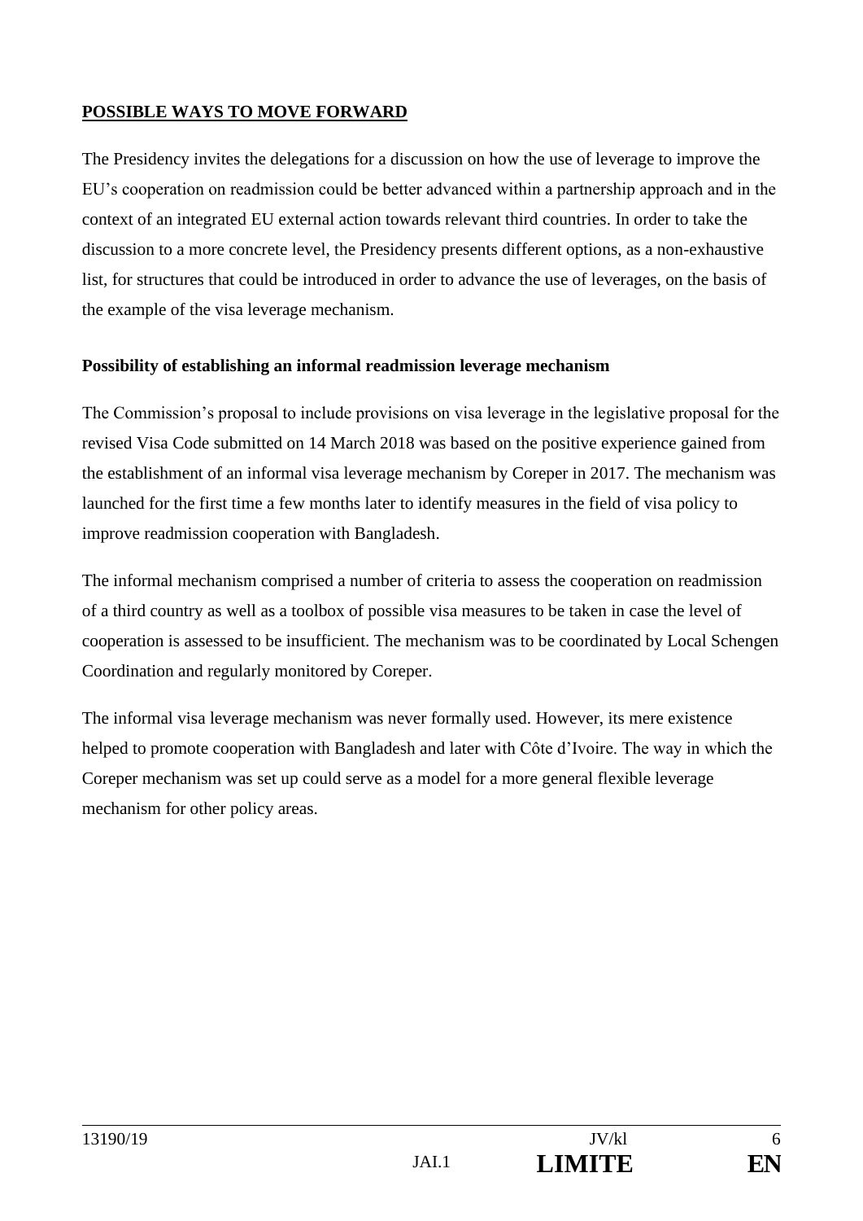## POSSIBLE WAYS TO MOVE FORWARD

The Presidency invites the delegations for a discussion on how the use of leverage to improve the EU's cooperation on readmission could be better advanced within a partnership approach and in the context of an integrated EU external action towards relevant third countries. In order to take the discussion to a more concrete level, the Presidency presents different options, as a non-exhaustive list, for structures that could be introduced in order to advance the use of leverages, on the basis of the example of the visa leverage mechanism.

### Possibility of establishing an informal readmission leverage mechanism

The Commission's proposal to include provisions on visa leverage in the legislative proposal for the revised Visa Code submitted on 14 March 2018 was based on the positive experience gained from the establishment of an informal visa leverage mechanism by Coreper in 2017. The mechanism was launched for the first time a few months later to identify measures in the field of visa policy to improve readmission cooperation with Bangladesh.

The informal mechanism comprised a number of criteria to assess the cooperation on readmission of a third country as well as a toolbox of possible visa measures to be taken in case the level of cooperation is assessed to be insufficient. The mechanism was to be coordinated by Local Schengen Coordination and regularly monitored by Coreper.

The informal visa leverage mechanism was never formally used. However, its mere existence helped to promote cooperation with Bangladesh and later with Côte d'Ivoire. The way in which the Coreper mechanism was set up could serve as a model for a more general flexible leverage mechanism for other policy areas.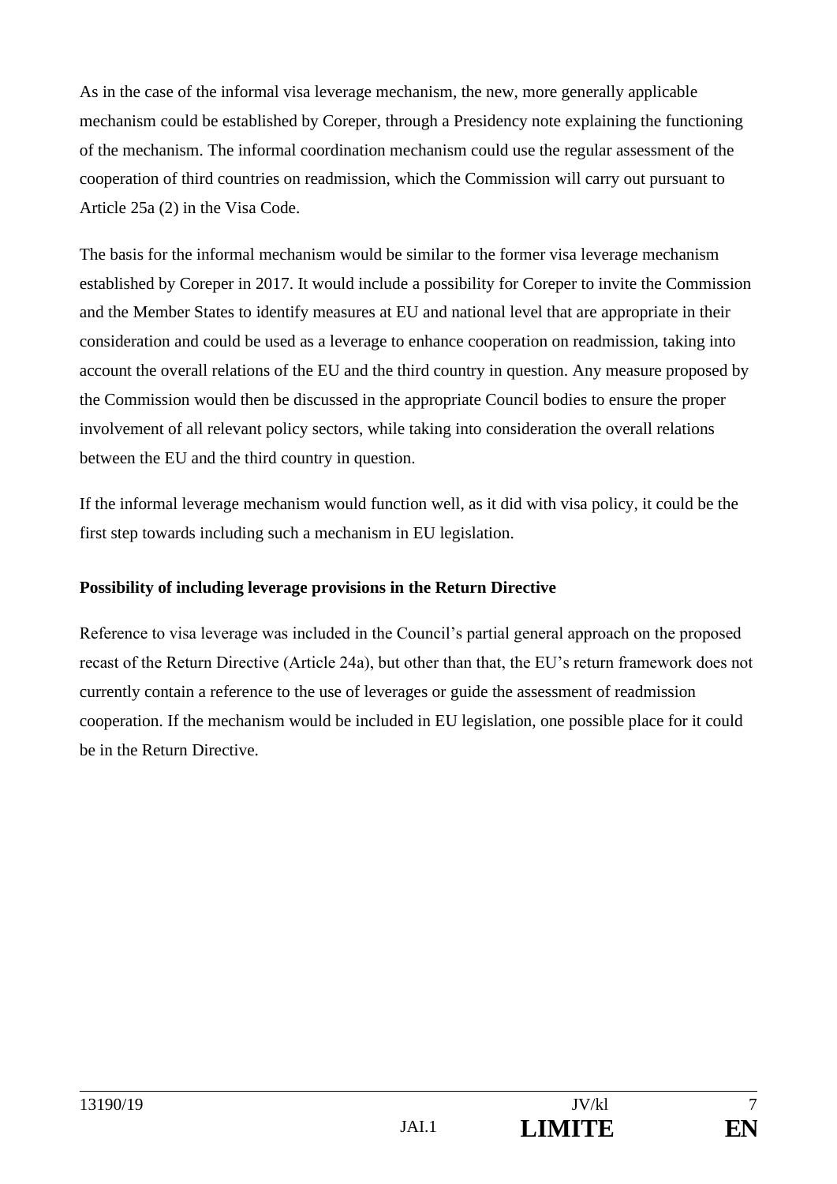As in the case of the informal visa leverage mechanism, the new, more generally applicable mechanism could be established by Coreper, through a Presidency note explaining the functioning of the mechanism. The informal coordination mechanism could use the regular assessment of the cooperation of third countries on readmission, which the Commission will carry out pursuant to Article 25a (2) in the Visa Code.

The basis for the informal mechanism would be similar to the former visa leverage mechanism established by Coreper in 2017. It would include a possibility for Coreper to invite the Commission and the Member States to identify measures at EU and national level that are appropriate in their consideration and could be used as a leverage to enhance cooperation on readmission, taking into account the overall relations of the EU and the third country in question. Any measure proposed by the Commission would then be discussed in the appropriate Council bodies to ensure the proper involvement of all relevant policy sectors, while taking into consideration the overall relations between the EU and the third country in question.

If the informal leverage mechanism would function well, as it did with visa policy, it could be the first step towards including such a mechanism in EU legislation.

**Possibility of including leverage provisions in the Return Directive**

Reference to visa leverage was included in the Council's partial general approach on the proposed recast of the Return Directive (Article 24a), but other than that, the EU's return framework does not currently contain a reference to the use of leverages or guide the assessment of readmission cooperation. If the mechanism would be included in EU legislation, one possible place for it could be in the Return Directive.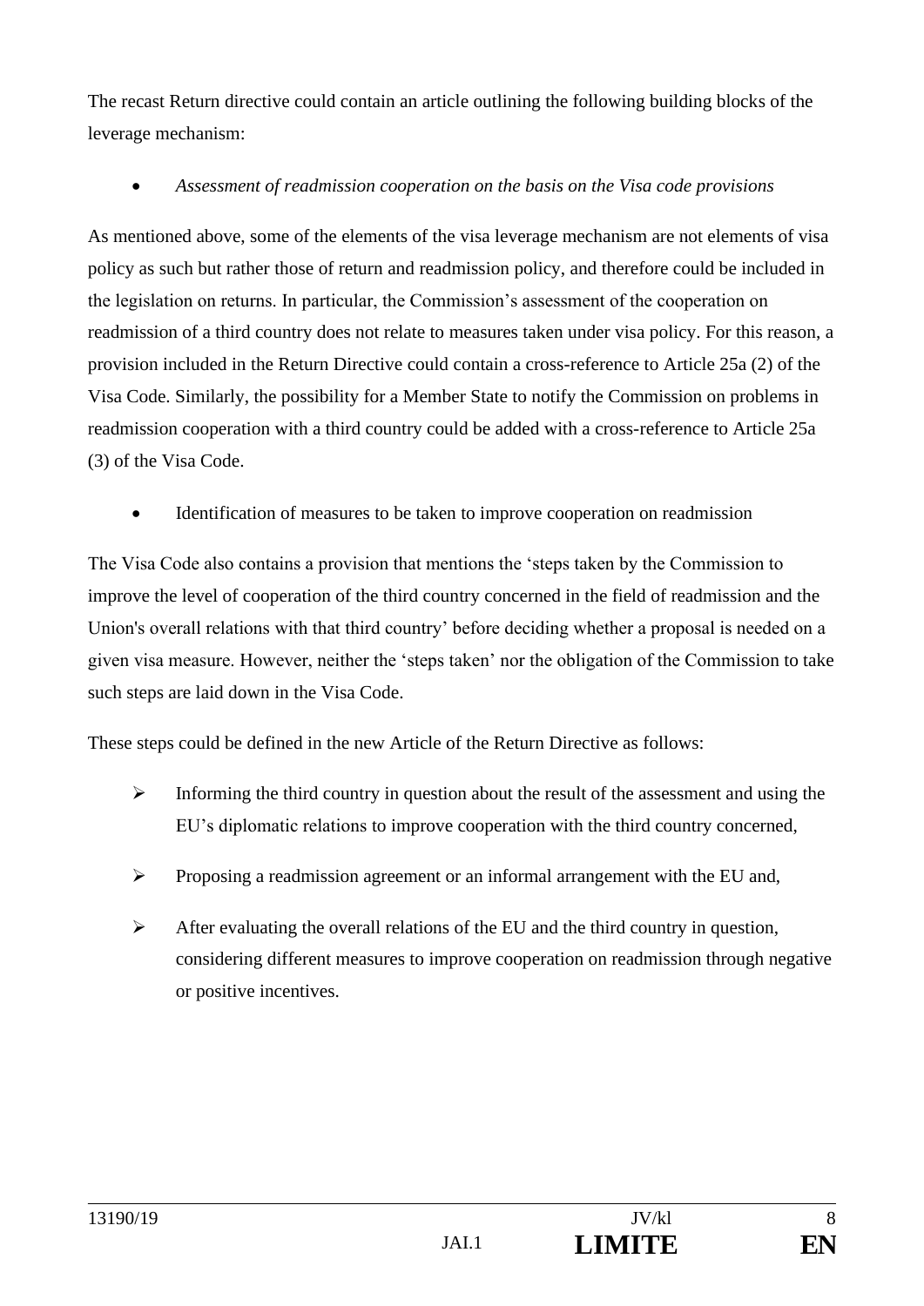The recast Return directive could contain an article outlining the following building blocks of the leverage mechanism:

- *Assessment of readmission cooperation on the basis on the Visa code provisions*

As mentioned above, some of the elements of the visa leverage mechanism are not elements of visa policy as such but rather those of return and readmission policy, and therefore could be included in the legislation on returns. In particular, the Commission's assessment of the cooperation on readmission of a third country does not relate to measures taken under visa policy. For this reason, a provision included in the Return Directive could contain a cross-reference to Article 25a (2) of the Visa Code. Similarly, the possibility for a Member State to notify the Commission on problems in readmission cooperation with a third country could be added with a cross-reference to Article 25a (3) of the Visa Code.

- Identification of measures to be taken to improve cooperation on readmission

The Visa Code also contains a provision that mentions the 'steps taken by the Commission to improve the level of cooperation of the third country concerned in the field of readmission and the Union's overall relations with that third country' before deciding whether a proposal is needed on a given visa measure. However, neither the 'steps taken' nor the obligation of the Commission to take such steps are laid down in the Visa Code.

These steps could be defined in the new Article of the Return Directive as follows:

- Informing the third country in question about the result of the assessment and using the EU's diplomatic relations to improve cooperation with the third country concerned,
- Proposing a readmission agreement or an informal arrangement with the EU and,
- After evaluating the overall relations of the EU and the third country in question, considering different measures to improve cooperation on readmission through negative or positive incentives.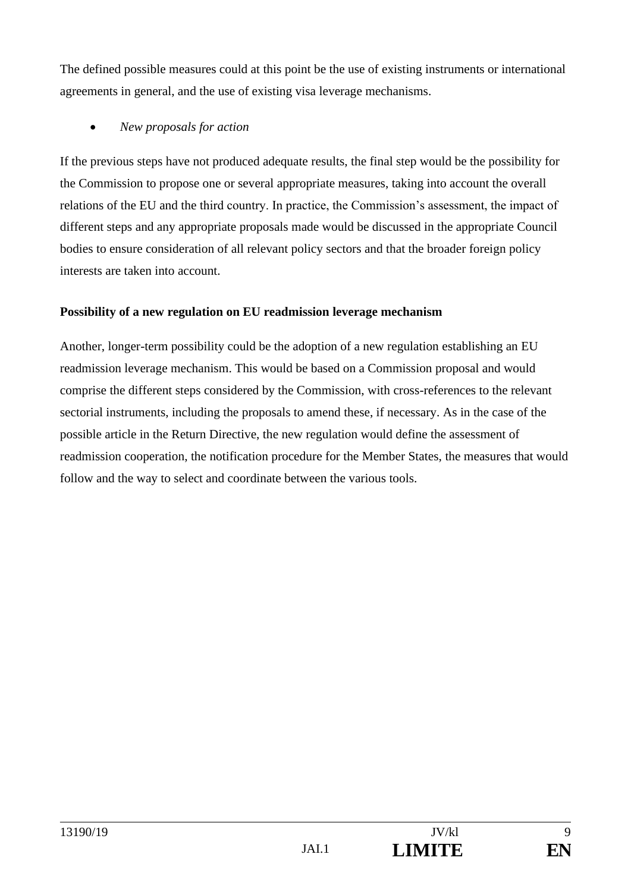The defined possible measures could at this point be the use of existing instruments or international agreements in general, and the use of existing visa leverage mechanisms.

- *New proposals for action*

If the previous steps have not produced adequate results, the final step would be the possibility for the Commission to propose one or several appropriate measures, taking into account the overall relations of the EU and the third country. In practice, the Commission's assessment, the impact of different steps and any appropriate proposals made would be discussed in the appropriate Council bodies to ensure consideration of all relevant policy sectors and that the broader foreign policy interests are taken into account.

**Possibility of a new regulation on EU readmission leverage mechanism**

Another, longer-term possibility could be the adoption of a new regulation establishing an EU readmission leverage mechanism. This would be based on a Commission proposal and would comprise the different steps considered by the Commission, with cross-references to the relevant sectorial instruments, including the proposals to amend these, if necessary. As in the case of the possible article in the Return Directive, the new regulation would define the assessment of readmission cooperation, the notification procedure for the Member States, the measures that would follow and the way to select and coordinate between the various tools.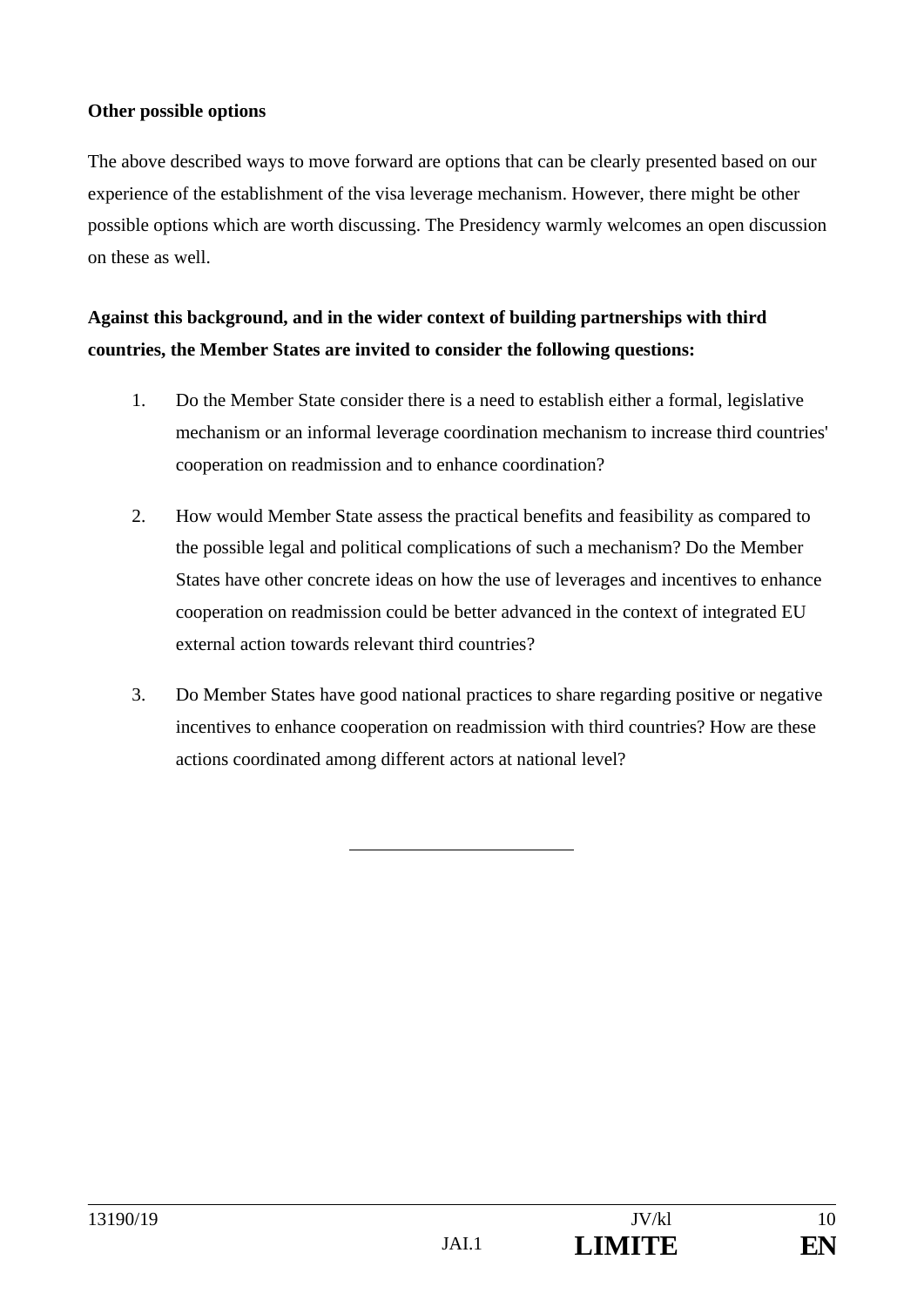**Other possible options**

The above described ways to move forward are options that can be clearly presented based on our experience of the establishment of the visa leverage mechanism. However, there might be other possible options which are worth discussing. The Presidency warmly welcomes an open discussion on these as well.

**Against this background, and in the wider context of building partnerships with third countries, the Member States are invited to consider the following questions:**

1. Do the Member State consider there is a need to establish either a formal, legislative mechanism or an informal leverage coordination mechanism to increase third countries' cooperation on readmission and to enhance coordination?

2. How would Member State assess the practical benefits and feasibility as compared to the possible legal and political complications of such a mechanism? Do the Member States have other concrete ideas on how the use of leverages and incentives to enhance cooperation on readmission could be better advanced in the context of integrated EU external action towards relevant third countries?

3. Do Member States have good national practices to share regarding positive or negative incentives to enhance cooperation on readmission with third countries? How are these actions coordinated among different actors at national level?